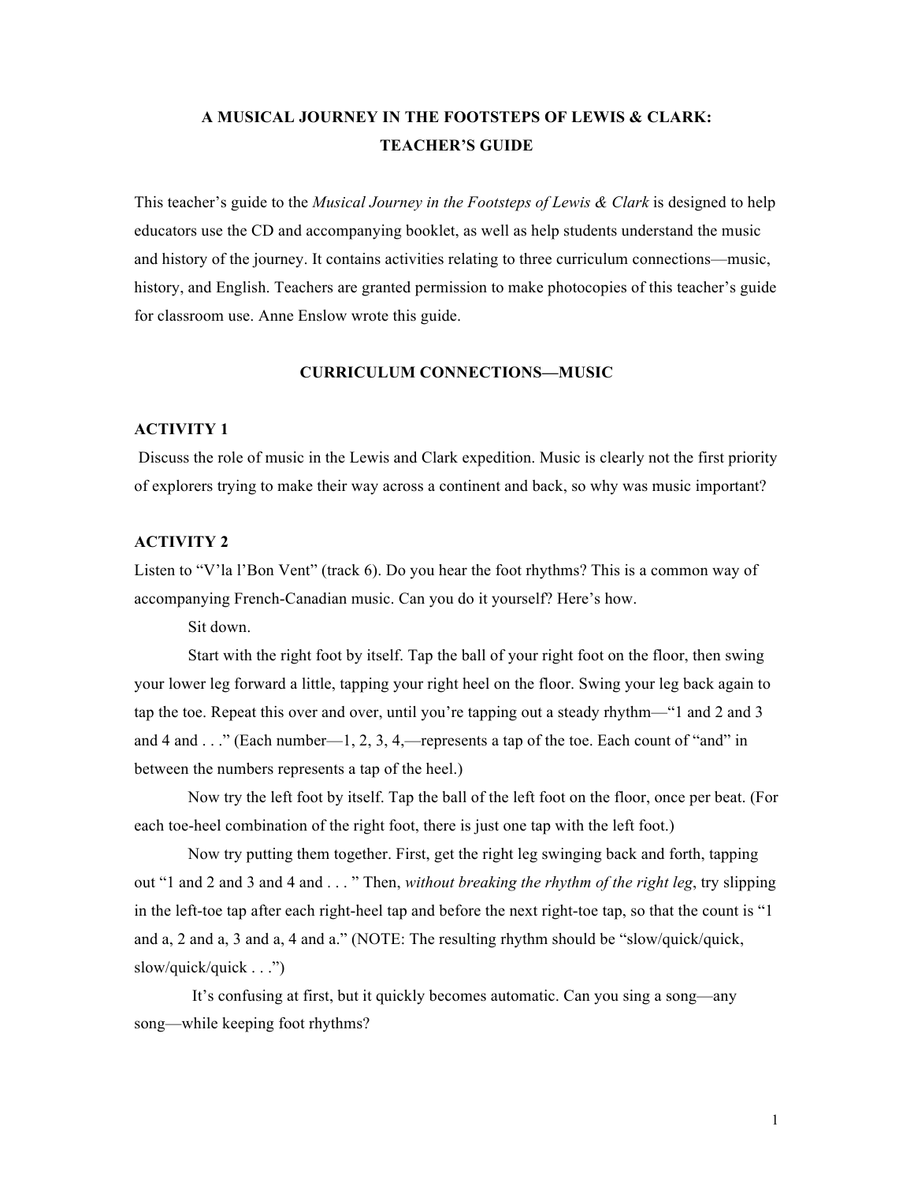# A MUSICAL JOURNEY IN THE FOOTSTEPS OF LEWIS & CLARK: TEACHER'S GUIDE

This teacher's guide to the *Musical Journey in the Footsteps of Lewis & Clark* is designed to help educators use the CD and accompanying booklet, as well as help students understand the music and history of the journey. It contains activities relating to three curriculum connections—music, history, and English. Teachers are granted permission to make photocopies of this teacher's guide for classroom use. Anne Enslow wrote this guide.

## CURRICULUM CONNECTIONS—MUSIC

### ACTIVITY 1

Discuss the role of music in the Lewis and Clark expedition. Music is clearly not the first priority of explorers trying to make their way across a continent and back, so why was music important?

### ACTIVITY 2

Listen to "V'la l'Bon Vent" (track 6). Do you hear the foot rhythms? This is a common way of accompanying French-Canadian music. Can you do it yourself? Here's how.

Sit down.

Start with the right foot by itself. Tap the ball of your right foot on the floor, then swing your lower leg forward a little, tapping your right heel on the floor. Swing your leg back again to tap the toe. Repeat this over and over, until you're tapping out a steady rhythm—"1 and 2 and 3 and 4 and . . ." (Each number—1, 2, 3, 4,—represents a tap of the toe. Each count of "and" in between the numbers represents a tap of the heel.)

Now try the left foot by itself. Tap the ball of the left foot on the floor, once per beat. (For each toe-heel combination of the right foot, there is just one tap with the left foot.)

Now try putting them together. First, get the right leg swinging back and forth, tapping out "1 and 2 and 3 and 4 and . . . " Then, *without breaking the rhythm of the right leg*, try slipping in the left-toe tap after each right-heel tap and before the next right-toe tap, so that the count is "1 and a, 2 and a, 3 and a, 4 and a." (NOTE: The resulting rhythm should be "slow/quick/quick, slow/quick/quick . . .")

It's confusing at first, but it quickly becomes automatic. Can you sing a song—any song—while keeping foot rhythms?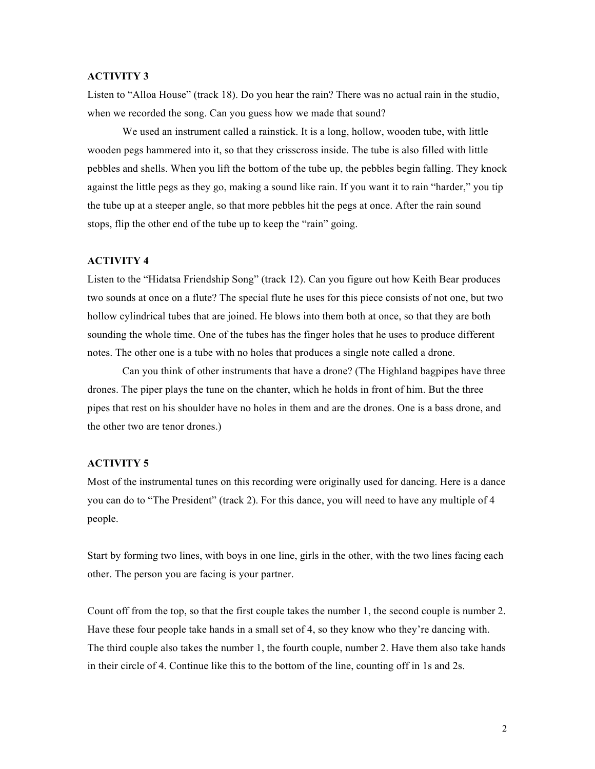**ACTIVITY 3**

Listen to "Alloa House" (track 18). Do you hear the rain? There was no actual rain in the studio, when we recorded the song. Can you guess how we made that sound?

We used an instrument called a rainstick. It is a long, hollow, wooden tube, with little wooden pegs hammered into it, so that they crisscross inside. The tube is also filled with little pebbles and shells. When you lift the bottom of the tube up, the pebbles begin falling. They knock against the little pegs as they go, making a sound like rain. If you want it to rain "harder," you tip the tube up at a steeper angle, so that more pebbles hit the pegs at once. After the rain sound stops, flip the other end of the tube up to keep the "rain" going.

**ACTIVITY 4**

Listen to the "Hidatsa Friendship Song" (track 12). Can you figure out how Keith Bear produces two sounds at once on a flute? The special flute he uses for this piece consists of not one, but two hollow cylindrical tubes that are joined. He blows into them both at once, so that they are both sounding the whole time. One of the tubes has the finger holes that he uses to produce different notes. The other one is a tube with no holes that produces a single note called a drone.

Can you think of other instruments that have a drone? (The Highland bagpipes have three drones. The piper plays the tune on the chanter, which he holds in front of him. But the three pipes that rest on his shoulder have no holes in them and are the drones. One is a bass drone, and the other two are tenor drones.)

**ACTIVITY 5**

Most of the instrumental tunes on this recording were originally used for dancing. Here is a dance you can do to "The President" (track 2). For this dance, you will need to have any multiple of 4 people.

Start by forming two lines, with boys in one line, girls in the other, with the two lines facing each other. The person you are facing is your partner.

Count off from the top, so that the first couple takes the number 1, the second couple is number 2. Have these four people take hands in a small set of 4, so they know who they're dancing with. The third couple also takes the number 1, the fourth couple, number 2. Have them also take hands in their circle of 4. Continue like this to the bottom of the line, counting off in 1s and 2s.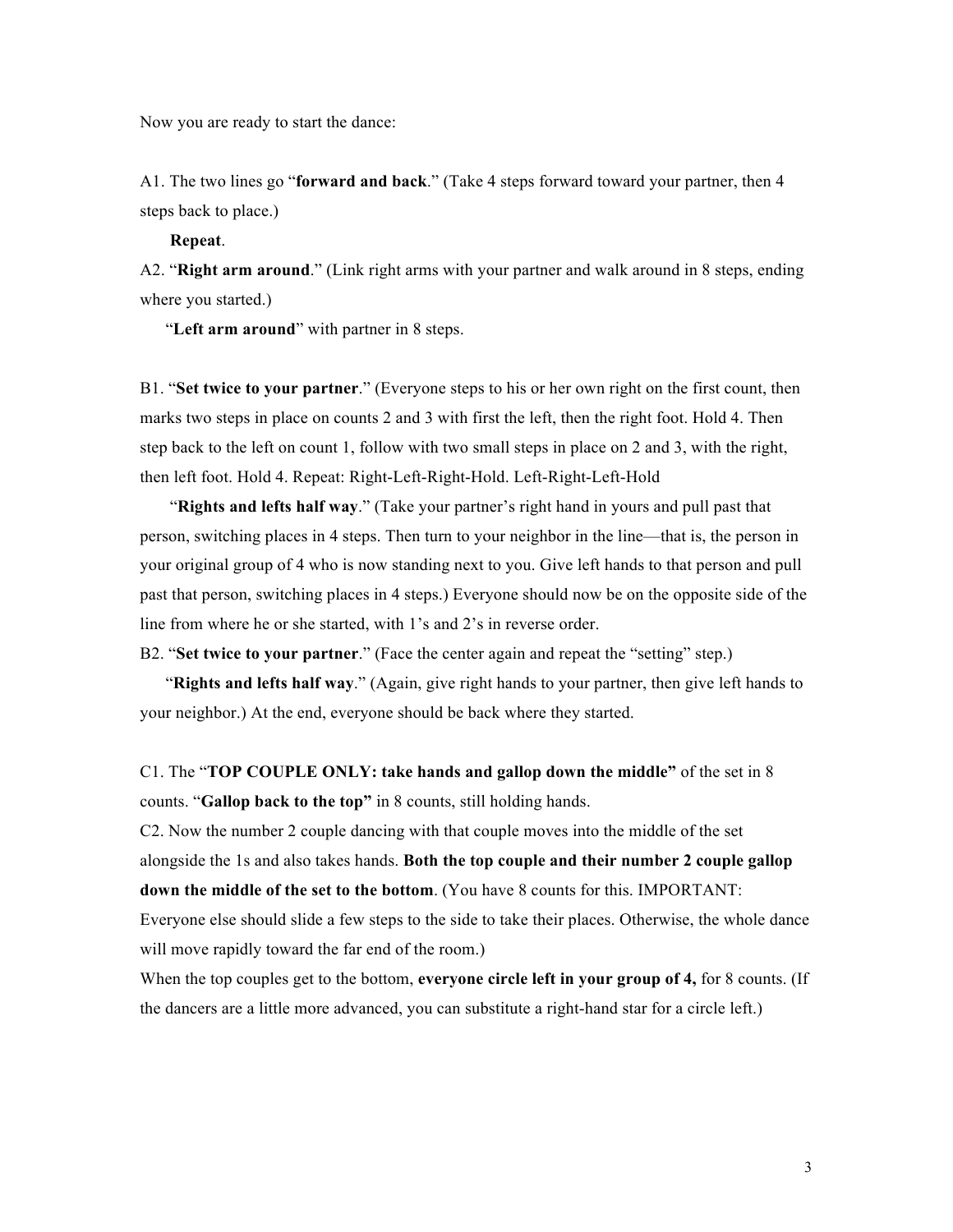Now you are ready to start the dance:

A1. The two lines go "**forward and back**." (Take 4 steps forward toward your partner, then 4 steps back to place.)

**Repeat**.

A2. "**Right arm around**." (Link right arms with your partner and walk around in 8 steps, ending where you started.)

"**Left arm around**" with partner in 8 steps.

B1. "**Set twice to your partner**." (Everyone steps to his or her own right on the first count, then marks two steps in place on counts 2 and 3 with first the left, then the right foot. Hold 4. Then step back to the left on count 1, follow with two small steps in place on 2 and 3, with the right, then left foot. Hold 4. Repeat: Right-Left-Right-Hold. Left-Right-Left-Hold

"**Rights and lefts half way**." (Take your partner's right hand in yours and pull past that person, switching places in 4 steps. Then turn to your neighbor in the line—that is, the person in your original group of 4 who is now standing next to you. Give left hands to that person and pull past that person, switching places in 4 steps.) Everyone should now be on the opposite side of the line from where he or she started, with 1's and 2's in reverse order.

B2. "**Set twice to your partner**." (Face the center again and repeat the "setting" step.)

"**Rights and lefts half way**." (Again, give right hands to your partner, then give left hands to your neighbor.) At the end, everyone should be back where they started.

C1. The "**TOP COUPLE ONLY: take hands and gallop down the middle"** of the set in 8 counts. "**Gallop back to the top"** in 8 counts, still holding hands.

C2. Now the number 2 couple dancing with that couple moves into the middle of the set alongside the 1s and also takes hands. **Both the top couple and their number 2 couple gallop down the middle of the set to the bottom**. (You have 8 counts for this. IMPORTANT: Everyone else should slide a few steps to the side to take their places. Otherwise, the whole dance will move rapidly toward the far end of the room.)

When the top couples get to the bottom, **everyone circle left in your group of 4,** for 8 counts. (If the dancers are a little more advanced, you can substitute a right-hand star for a circle left.)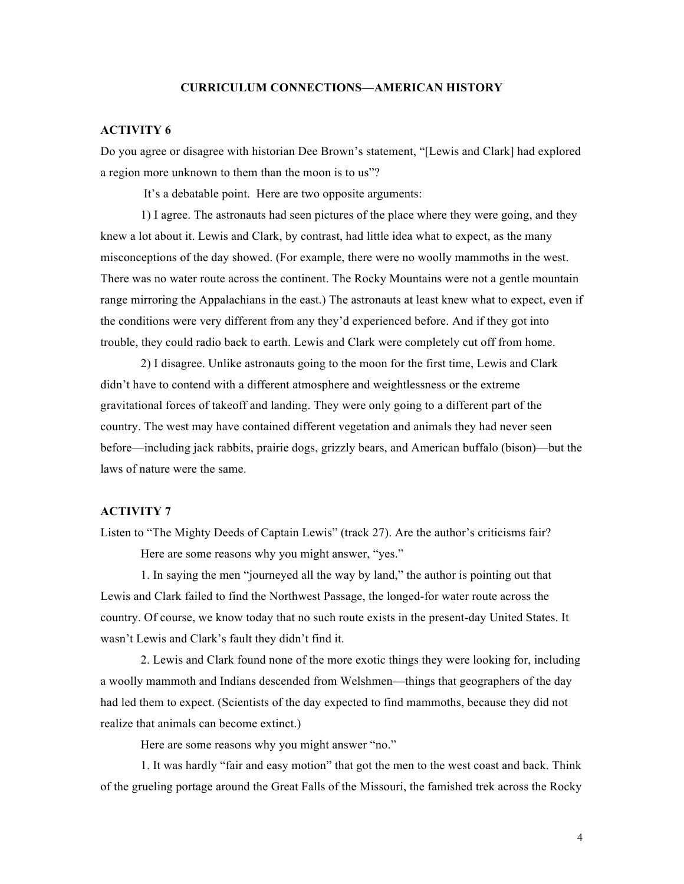## CURRICULUM CONNECTIONS—AMERICAN HISTORY

### ACTIVITY 6

Do you agree or disagree with historian Dee Brown's statement, "[Lewis and Clark] had explored a region more unknown to them than the moon is to us"?

It's a debatable point. Here are two opposite arguments:

1) I agree. The astronauts had seen pictures of the place where they were going, and they knew a lot about it. Lewis and Clark, by contrast, had little idea what to expect, as the many misconceptions of the day showed. (For example, there were no woolly mammoths in the west. There was no water route across the continent. The Rocky Mountains were not a gentle mountain range mirroring the Appalachians in the east.) The astronauts at least knew what to expect, even if the conditions were very different from any they'd experienced before. And if they got into trouble, they could radio back to earth. Lewis and Clark were completely cut off from home.

2) I disagree. Unlike astronauts going to the moon for the first time, Lewis and Clark didn't have to contend with a different atmosphere and weightlessness or the extreme gravitational forces of takeoff and landing. They were only going to a different part of the country. The west may have contained different vegetation and animals they had never seen before—including jack rabbits, prairie dogs, grizzly bears, and American buffalo (bison)—but the laws of nature were the same.

### ACTIVITY 7

Listen to "The Mighty Deeds of Captain Lewis" (track 27). Are the author's criticisms fair?

Here are some reasons why you might answer, "yes."

1. In saying the men "journeyed all the way by land," the author is pointing out that Lewis and Clark failed to find the Northwest Passage, the longed-for water route across the country. Of course, we know today that no such route exists in the present-day United States. It wasn't Lewis and Clark's fault they didn't find it.

2. Lewis and Clark found none of the more exotic things they were looking for, including a woolly mammoth and Indians descended from Welshmen—things that geographers of the day had led them to expect. (Scientists of the day expected to find mammoths, because they did not realize that animals can become extinct.)

Here are some reasons why you might answer "no."

1. It was hardly "fair and easy motion" that got the men to the west coast and back. Think of the grueling portage around the Great Falls of the Missouri, the famished trek across the Rocky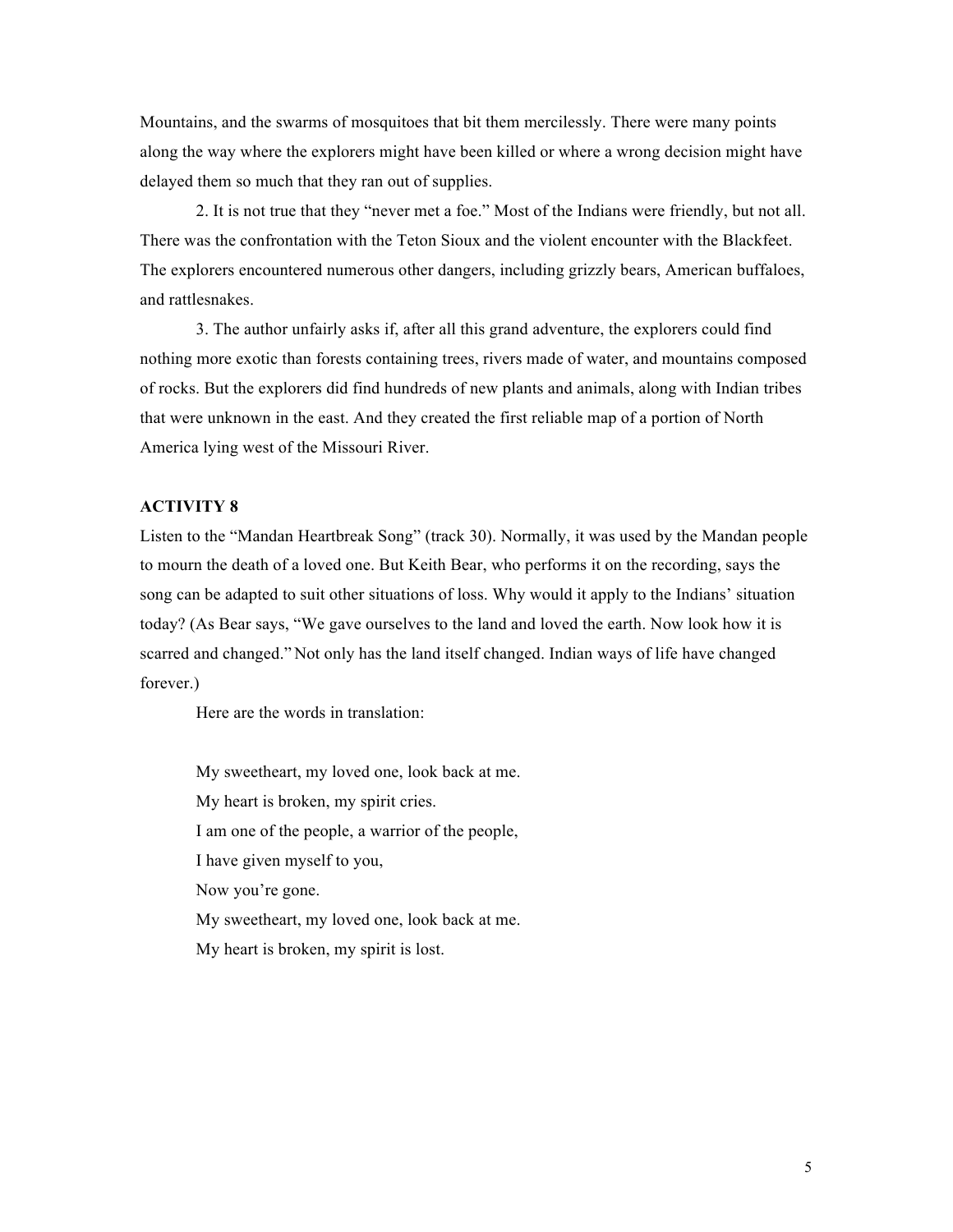Mountains, and the swarms of mosquitoes that bit them mercilessly. There were many points along the way where the explorers might have been killed or where a wrong decision might have delayed them so much that they ran out of supplies.

2. It is not true that they "never met a foe." Most of the Indians were friendly, but not all. There was the confrontation with the Teton Sioux and the violent encounter with the Blackfeet. The explorers encountered numerous other dangers, including grizzly bears, American buffaloes, and rattlesnakes.

3. The author unfairly asks if, after all this grand adventure, the explorers could find nothing more exotic than forests containing trees, rivers made of water, and mountains composed of rocks. But the explorers did find hundreds of new plants and animals, along with Indian tribes that were unknown in the east. And they created the first reliable map of a portion of North America lying west of the Missouri River.

**ACTIVITY 8**

Listen to the "Mandan Heartbreak Song" (track 30). Normally, it was used by the Mandan people to mourn the death of a loved one. But Keith Bear, who performs it on the recording, says the song can be adapted to suit other situations of loss. Why would it apply to the Indians' situation today? (As Bear says, "We gave ourselves to the land and loved the earth. Now look how it is scarred and changed." Not only has the land itself changed. Indian ways of life have changed forever.)

Here are the words in translation:

My sweetheart, my loved one, look back at me.
My heart is broken, my spirit cries.
I am one of the people, a warrior of the people,
I have given myself to you,
Now you're gone.
My sweetheart, my loved one, look back at me.
My heart is broken, my spirit is lost.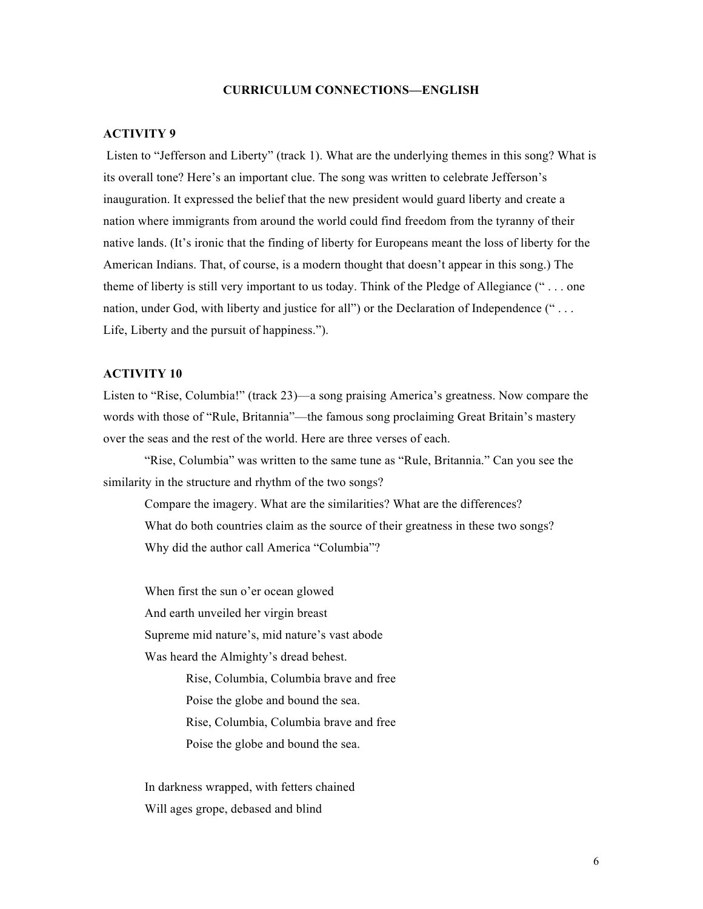## CURRICULUM CONNECTIONS—ENGLISH

### ACTIVITY 9

Listen to "Jefferson and Liberty" (track 1). What are the underlying themes in this song? What is its overall tone? Here's an important clue. The song was written to celebrate Jefferson's inauguration. It expressed the belief that the new president would guard liberty and create a nation where immigrants from around the world could find freedom from the tyranny of their native lands. (It's ironic that the finding of liberty for Europeans meant the loss of liberty for the American Indians. That, of course, is a modern thought that doesn't appear in this song.) The theme of liberty is still very important to us today. Think of the Pledge of Allegiance (" . . . one nation, under God, with liberty and justice for all") or the Declaration of Independence (" . . . Life, Liberty and the pursuit of happiness.").

### ACTIVITY 10

Listen to "Rise, Columbia!" (track 23)—a song praising America's greatness. Now compare the words with those of "Rule, Britannia"—the famous song proclaiming Great Britain's mastery over the seas and the rest of the world. Here are three verses of each.

"Rise, Columbia" was written to the same tune as "Rule, Britannia." Can you see the similarity in the structure and rhythm of the two songs?

Compare the imagery. What are the similarities? What are the differences?

What do both countries claim as the source of their greatness in these two songs?

Why did the author call America "Columbia"?

When first the sun o'er ocean glowed
And earth unveiled her virgin breast
Supreme mid nature's, mid nature's vast abode
Was heard the Almighty's dread behest.

> Rise, Columbia, Columbia brave and free
> Poise the globe and bound the sea.
> Rise, Columbia, Columbia brave and free
> Poise the globe and bound the sea.

In darkness wrapped, with fetters chained
Will ages grope, debased and blind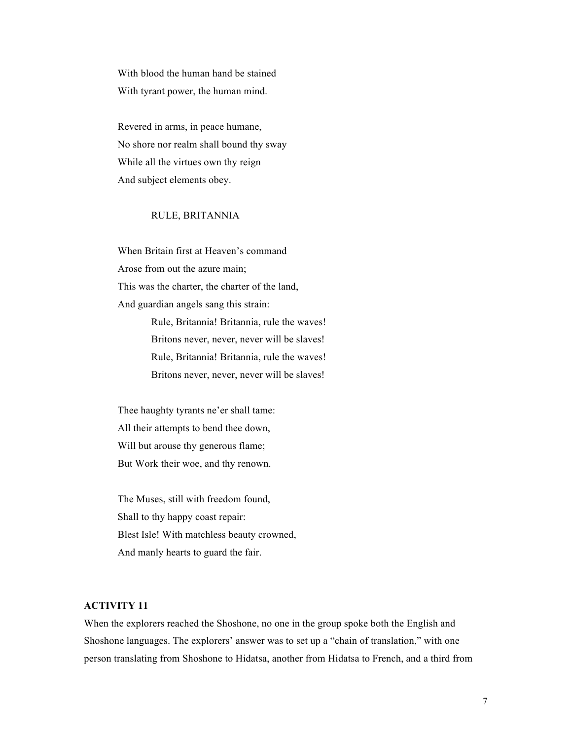With blood the human hand be stained
With tyrant power, the human mind.

Revered in arms, in peace humane,
No shore nor realm shall bound thy sway
While all the virtues own thy reign
And subject elements obey.

RULE, BRITANNIA

When Britain first at Heaven's command
Arose from out the azure main;
This was the charter, the charter of the land,
And guardian angels sang this strain:

> Rule, Britannia! Britannia, rule the waves!
> Britons never, never, never will be slaves!
> Rule, Britannia! Britannia, rule the waves!
> Britons never, never, never will be slaves!

Thee haughty tyrants ne'er shall tame:
All their attempts to bend thee down,
Will but arouse thy generous flame;
But Work their woe, and thy renown.

The Muses, still with freedom found,
Shall to thy happy coast repair:
Blest Isle! With matchless beauty crowned,
And manly hearts to guard the fair.

**ACTIVITY 11**

When the explorers reached the Shoshone, no one in the group spoke both the English and Shoshone languages. The explorers' answer was to set up a "chain of translation," with one person translating from Shoshone to Hidatsa, another from Hidatsa to French, and a third from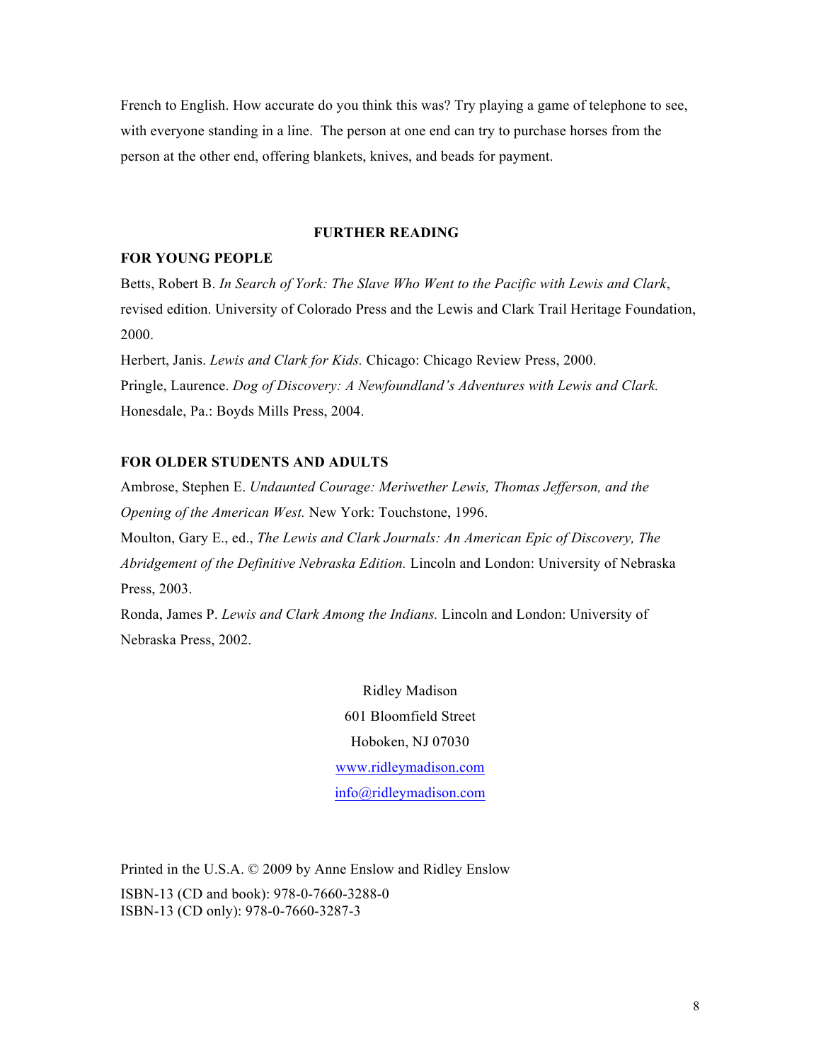French to English. How accurate do you think this was? Try playing a game of telephone to see, with everyone standing in a line. The person at one end can try to purchase horses from the person at the other end, offering blankets, knives, and beads for payment.

## FURTHER READING

### FOR YOUNG PEOPLE

Betts, Robert B. *In Search of York: The Slave Who Went to the Pacific with Lewis and Clark*, revised edition. University of Colorado Press and the Lewis and Clark Trail Heritage Foundation, 2000.

Herbert, Janis. *Lewis and Clark for Kids.* Chicago: Chicago Review Press, 2000.

Pringle, Laurence. *Dog of Discovery: A Newfoundland's Adventures with Lewis and Clark.* Honesdale, Pa.: Boyds Mills Press, 2004.

### FOR OLDER STUDENTS AND ADULTS

Ambrose, Stephen E. *Undaunted Courage: Meriwether Lewis, Thomas Jefferson, and the Opening of the American West.* New York: Touchstone, 1996.

Moulton, Gary E., ed., *The Lewis and Clark Journals: An American Epic of Discovery, The Abridgement of the Definitive Nebraska Edition.* Lincoln and London: University of Nebraska Press, 2003.

Ronda, James P. *Lewis and Clark Among the Indians.* Lincoln and London: University of Nebraska Press, 2002.

Ridley Madison
601 Bloomfield Street
Hoboken, NJ 07030
www.ridleymadison.com
info@ridleymadison.com

Printed in the U.S.A. © 2009 by Anne Enslow and Ridley Enslow

ISBN-13 (CD and book): 978-0-7660-3288-0
ISBN-13 (CD only): 978-0-7660-3287-3